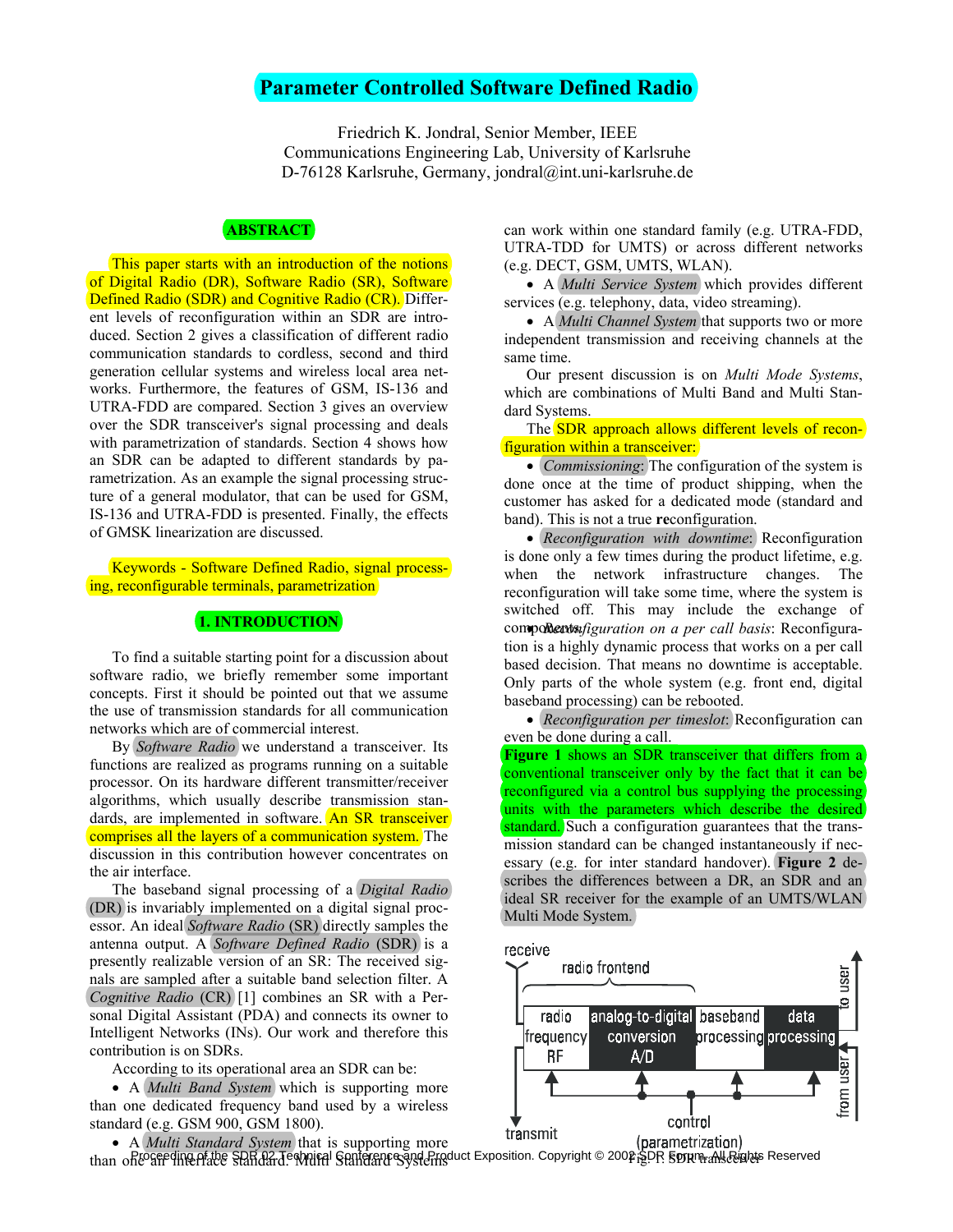# Parameter Controlled Software Defined Radio

Friedrich K. Jondral, Senior Member, IEEE
Communications Engineering Lab, University of Karlsruhe
D-76128 Karlsruhe, Germany, jondral@int.uni-karlsruhe.de

## ABSTRACT

This paper starts with an introduction of the notions of Digital Radio (DR), Software Radio (SR), Software Defined Radio (SDR) and Cognitive Radio (CR). Different levels of reconfiguration within an SDR are introduced. Section 2 gives a classification of different radio communication standards to cordless, second and third generation cellular systems and wireless local area networks. Furthermore, the features of GSM, IS-136 and UTRA-FDD are compared. Section 3 gives an overview over the SDR transceiver's signal processing and deals with parametrization of standards. Section 4 shows how an SDR can be adapted to different standards by parametrization. As an example the signal processing structure of a general modulator, that can be used for GSM, IS-136 and UTRA-FDD is presented. Finally, the effects of GMSK linearization are discussed.

Keywords - Software Defined Radio, signal processing, reconfigurable terminals, parametrization

## 1. INTRODUCTION

To find a suitable starting point for a discussion about software radio, we briefly remember some important concepts. First it should be pointed out that we assume the use of transmission standards for all communication networks which are of commercial interest.

By *Software Radio* we understand a transceiver. Its functions are realized as programs running on a suitable processor. On its hardware different transmitter/receiver algorithms, which usually describe transmission standards, are implemented in software. An SR transceiver comprises all the layers of a communication system. The discussion in this contribution however concentrates on the air interface.

The baseband signal processing of a *Digital Radio* (DR) is invariably implemented on a digital signal processor. An ideal *Software Radio* (SR) directly samples the antenna output. A *Software Defined Radio* (SDR) is a presently realizable version of an SR: The received signals are sampled after a suitable band selection filter. A *Cognitive Radio* (CR) [1] combines an SR with a Personal Digital Assistant (PDA) and connects its owner to Intelligent Networks (INs). Our work and therefore this contribution is on SDRs.

According to its operational area an SDR can be:

- A *Multi Band System* which is supporting more than one dedicated frequency band used by a wireless standard (e.g. GSM 900, GSM 1800).
- A *Multi Standard System* that is supporting more than one air interface standard. Multi Standard Systems can work within one standard family (e.g. UTRA-FDD, UTRA-TDD for UMTS) or across different networks (e.g. DECT, GSM, UMTS, WLAN).
- A *Multi Service System* which provides different services (e.g. telephony, data, video streaming).
- A *Multi Channel System* that supports two or more independent transmission and receiving channels at the same time.

Our present discussion is on *Multi Mode Systems*, which are combinations of Multi Band and Multi Standard Systems.

The SDR approach allows different levels of reconfiguration within a transceiver:

- *Commissioning*: The configuration of the system is done once at the time of product shipping, when the customer has asked for a dedicated mode (standard and band). This is not a true **re**configuration.
- *Reconfiguration with downtime*: Reconfiguration is done only a few times during the product lifetime, e.g. when the network infrastructure changes. The reconfiguration will take some time, where the system is switched off. This may include the exchange of components.
- *Reconfiguration on a per call basis*: Reconfiguration is a highly dynamic process that works on a per call based decision. That means no downtime is acceptable. Only parts of the whole system (e.g. front end, digital baseband processing) can be rebooted.
- *Reconfiguration per timeslot*: Reconfiguration can even be done during a call.

**Figure 1** shows an SDR transceiver that differs from a conventional transceiver only by the fact that it can be reconfigured via a control bus supplying the processing units with the parameters which describe the desired standard. Such a configuration guarantees that the transmission standard can be changed instantaneously if necessary (e.g. for inter standard handover). **Figure 2** describes the differences between a DR, an SDR and an ideal SR receiver for the example of an UMTS/WLAN Multi Mode System.

Fig. 1: SDR transceiver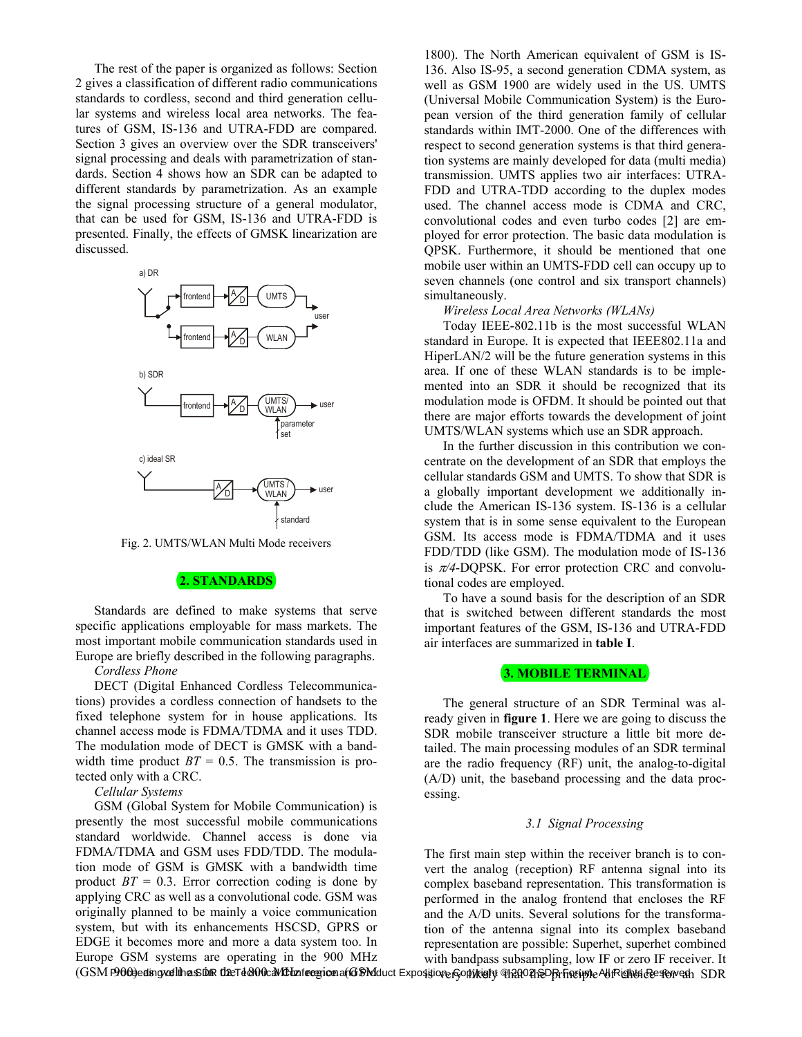The rest of the paper is organized as follows: Section 2 gives a classification of different radio communications standards to cordless, second and third generation cellular systems and wireless local area networks. The features of GSM, IS-136 and UTRA-FDD are compared. Section 3 gives an overview over the SDR transceivers' signal processing and deals with parametrization of standards. Section 4 shows how an SDR can be adapted to different standards by parametrization. As an example the signal processing structure of a general modulator, that can be used for GSM, IS-136 and UTRA-FDD is presented. Finally, the effects of GMSK linearization are discussed.

Fig. 2. UMTS/WLAN Multi Mode receivers

## 2. STANDARDS

Standards are defined to make systems that serve specific applications employable for mass markets. The most important mobile communication standards used in Europe are briefly described in the following paragraphs.

*Cordless Phone*

DECT (Digital Enhanced Cordless Telecommunications) provides a cordless connection of handsets to the fixed telephone system for in house applications. Its channel access mode is FDMA/TDMA and it uses TDD. The modulation mode of DECT is GMSK with a bandwidth time product $BT = 0.5$. The transmission is protected only with a CRC.

*Cellular Systems*

GSM (Global System for Mobile Communication) is presently the most successful mobile communications standard worldwide. Channel access is done via FDMA/TDMA and GSM uses FDD/TDD. The modulation mode of GSM is GMSK with a bandwidth time product $BT = 0.3$. Error correction coding is done by applying CRC as well as a convolutional code. GSM was originally planned to be mainly a voice communication system, but with its enhancements HSCSD, GPRS or EDGE it becomes more and more a data system too. In Europe GSM systems are operating in the 900 MHz (GSM 900) and in the 1800 MHz region (GSM 1800). The North American equivalent of GSM is IS-136. Also IS-95, a second generation CDMA system, as well as GSM 1900 are widely used in the US. UMTS (Universal Mobile Communication System) is the European version of the third generation family of cellular standards within IMT-2000. One of the differences with respect to second generation systems is that third generation systems are mainly developed for data (multi media) transmission. UMTS applies two air interfaces: UTRA-FDD and UTRA-TDD according to the duplex modes used. The channel access mode is CDMA and CRC, convolutional codes and even turbo codes [2] are employed for error protection. The basic data modulation is QPSK. Furthermore, it should be mentioned that one mobile user within an UMTS-FDD cell can occupy up to seven channels (one control and six transport channels) simultaneously.

*Wireless Local Area Networks (WLANs)*

Today IEEE-802.11b is the most successful WLAN standard in Europe. It is expected that IEEE802.11a and HiperLAN/2 will be the future generation systems in this area. If one of these WLAN standards is to be implemented into an SDR it should be recognized that its modulation mode is OFDM. It should be pointed out that there are major efforts towards the development of joint UMTS/WLAN systems which use an SDR approach.

In the further discussion in this contribution we concentrate on the development of an SDR that employs the cellular standards GSM and UMTS. To show that SDR is a globally important development we additionally include the American IS-136 system. IS-136 is a cellular system that is in some sense equivalent to the European GSM. Its access mode is FDMA/TDMA and it uses FDD/TDD (like GSM). The modulation mode of IS-136 is $\pi/4$-DQPSK. For error protection CRC and convolutional codes are employed.

To have a sound basis for the description of an SDR that is switched between different standards the most important features of the GSM, IS-136 and UTRA-FDD air interfaces are summarized in **table I**.

## 3. MOBILE TERMINAL

The general structure of an SDR Terminal was already given in **figure 1**. Here we are going to discuss the SDR mobile transceiver structure a little bit more detailed. The main processing modules of an SDR terminal are the radio frequency (RF) unit, the analog-to-digital (A/D) unit, the baseband processing and the data processing.

### 3.1 Signal Processing

The first main step within the receiver branch is to convert the analog (reception) RF antenna signal into its complex baseband representation. This transformation is performed in the analog frontend that encloses the RF and the A/D units. Several solutions for the transformation of the antenna signal into its complex baseband representation are possible: Superhet, superhet combined with bandpass subsampling, low IF or zero IF receiver. It is very likely that the principle of choice for an SDR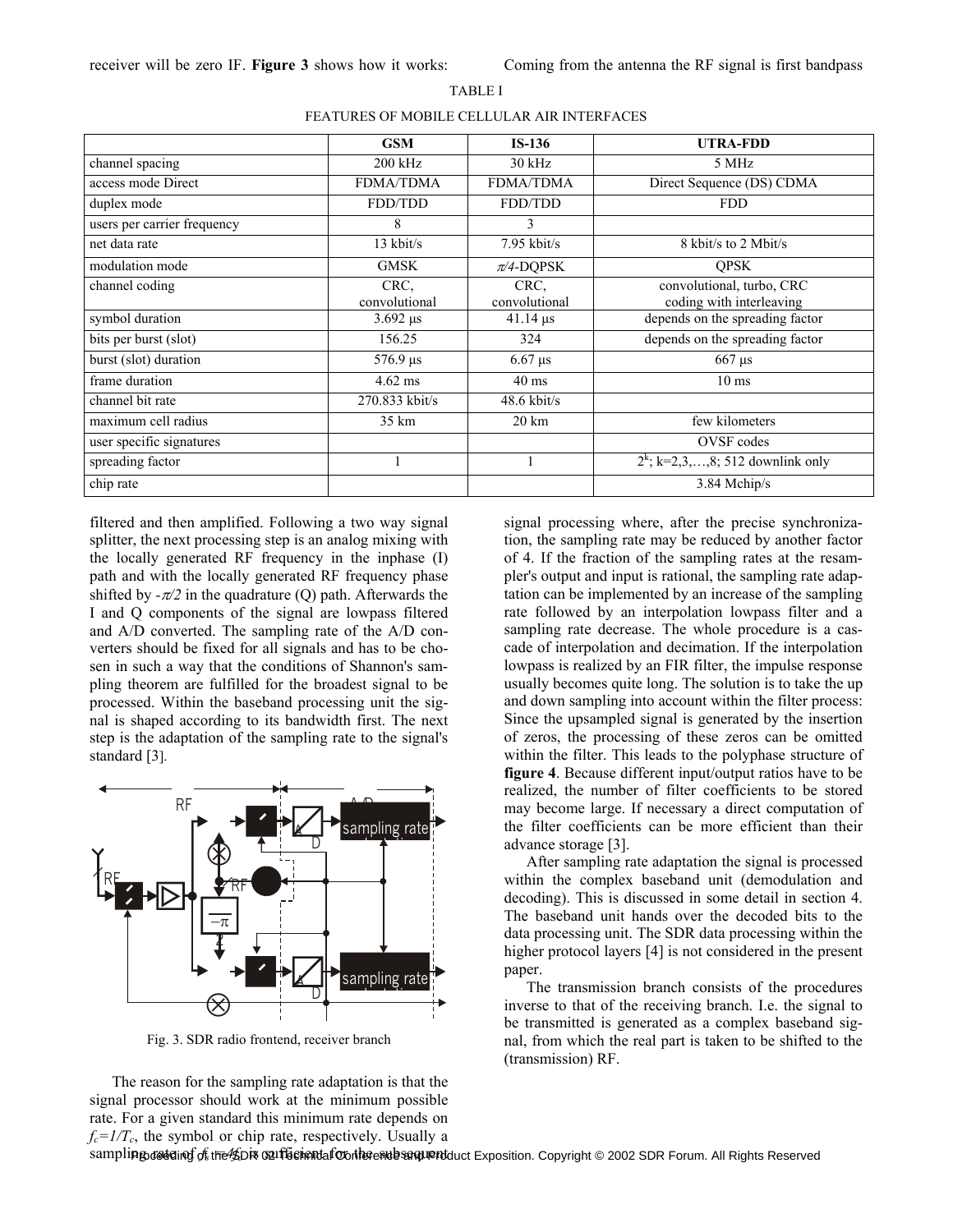receiver will be zero IF. **Figure 3** shows how it works: Coming from the antenna the RF signal is first bandpass filtered and then amplified. Following a two way signal splitter, the next processing step is an analog mixing with the locally generated RF frequency in the inphase (I) path and with the locally generated RF frequency phase shifted by $-\pi/2$ in the quadrature (Q) path. Afterwards the I and Q components of the signal are lowpass filtered and A/D converted. The sampling rate of the A/D converters should be fixed for all signals and has to be chosen in such a way that the conditions of Shannon's sampling theorem are fulfilled for the broadest signal to be processed. Within the baseband processing unit the signal is shaped according to its bandwidth first. The next step is the adaptation of the sampling rate to the signal's standard [3].

TABLE I

FEATURES OF MOBILE CELLULAR AIR INTERFACES

| | GSM | IS-136 | UTRA-FDD |
|---|---|---|---|
| channel spacing | 200 kHz | 30 kHz | 5 MHz |
| access mode Direct | FDMA/TDMA | FDMA/TDMA | Direct Sequence (DS) CDMA |
| duplex mode | FDD/TDD | FDD/TDD | FDD |
| users per carrier frequency | 8 | 3 | |
| net data rate | 13 kbit/s | 7.95 kbit/s | 8 kbit/s to 2 Mbit/s |
| modulation mode | GMSK | $\pi/4$-DQPSK | QPSK |
| channel coding | CRC, convolutional | CRC, convolutional | convolutional, turbo, CRC coding with interleaving |
| symbol duration | 3.692 µs | 41.14 µs | depends on the spreading factor |
| bits per burst (slot) | 156.25 | 324 | depends on the spreading factor |
| burst (slot) duration | 576.9 µs | 6.67 µs | 667 µs |
| frame duration | 4.62 ms | 40 ms | 10 ms |
| channel bit rate | 270.833 kbit/s | 48.6 kbit/s | |
| maximum cell radius | 35 km | 20 km | few kilometers |
| user specific signatures | | | OVSF codes |
| spreading factor | 1 | 1 | $2^k$; k=2,3,…,8; 512 downlink only |
| chip rate | | | 3.84 Mchip/s |

Fig. 3. SDR radio frontend, receiver branch

The reason for the sampling rate adaptation is that the signal processor should work at the minimum possible rate. For a given standard this minimum rate depends on $f_c=1/T_c$, the symbol or chip rate, respectively. Usually a sampling rate of $f_c=4f_c$ is sufficient for the subsequent signal processing where, after the precise synchronization, the sampling rate may be reduced by another factor of 4. If the fraction of the sampling rates at the resampler's output and input is rational, the sampling rate adaptation can be implemented by an increase of the sampling rate followed by an interpolation lowpass filter and a sampling rate decrease. The whole procedure is a cascade of interpolation and decimation. If the interpolation lowpass is realized by an FIR filter, the impulse response usually becomes quite long. The solution is to take the up and down sampling into account within the filter process: Since the upsampled signal is generated by the insertion of zeros, the processing of these zeros can be omitted within the filter. This leads to the polyphase structure of **figure 4**. Because different input/output ratios have to be realized, the number of filter coefficients to be stored may become large. If necessary a direct computation of the filter coefficients can be more efficient than their advance storage [3].

After sampling rate adaptation the signal is processed within the complex baseband unit (demodulation and decoding). This is discussed in some detail in section 4. The baseband unit hands over the decoded bits to the data processing unit. The SDR data processing within the higher protocol layers [4] is not considered in the present paper.

The transmission branch consists of the procedures inverse to that of the receiving branch. I.e. the signal to be transmitted is generated as a complex baseband signal, from which the real part is taken to be shifted to the (transmission) RF.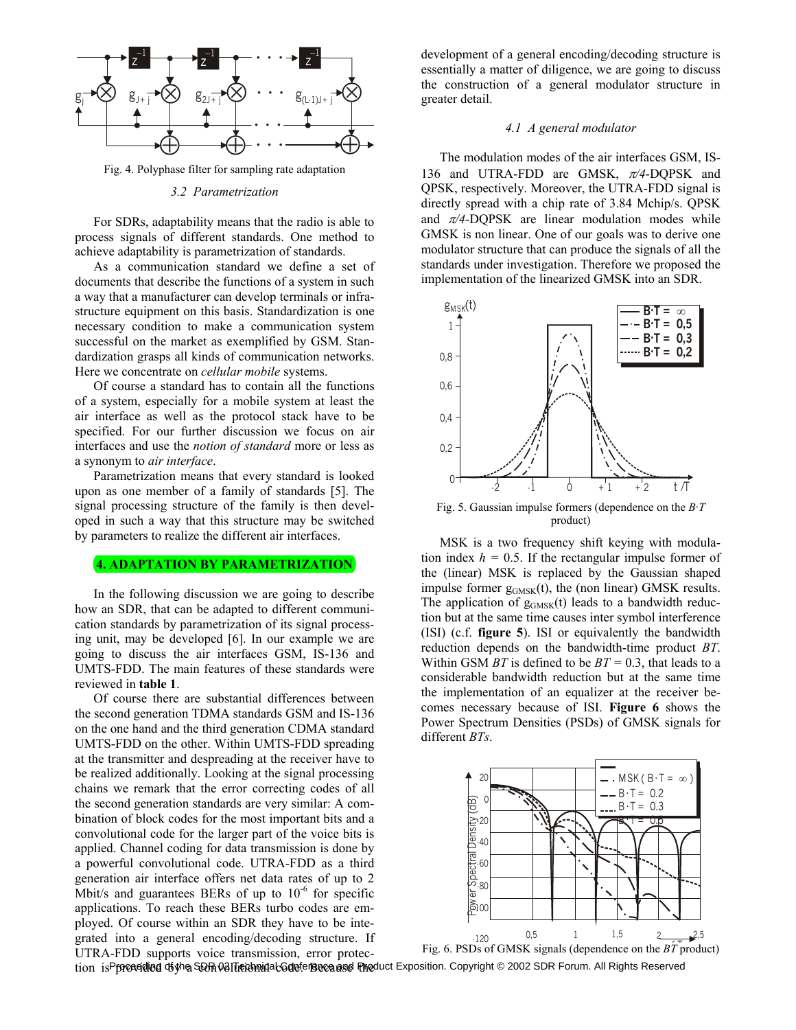Fig. 4. Polyphase filter for sampling rate adaptation

### 3.2 Parametrization

For SDRs, adaptability means that the radio is able to process signals of different standards. One method to achieve adaptability is parametrization of standards.

As a communication standard we define a set of documents that describe the functions of a system in such a way that a manufacturer can develop terminals or infrastructure equipment on this basis. Standardization is one necessary condition to make a communication system successful on the market as exemplified by GSM. Standardization grasps all kinds of communication networks. Here we concentrate on *cellular mobile* systems.

Of course a standard has to contain all the functions of a system, especially for a mobile system at least the air interface as well as the protocol stack have to be specified. For our further discussion we focus on air interfaces and use the *notion of standard* more or less as a synonym to *air interface*.

Parametrization means that every standard is looked upon as one member of a family of standards [5]. The signal processing structure of the family is then developed in such a way that this structure may be switched by parameters to realize the different air interfaces.

## 4. ADAPTATION BY PARAMETRIZATION

In the following discussion we are going to describe how an SDR, that can be adapted to different communication standards by parametrization of its signal processing unit, may be developed [6]. In our example we are going to discuss the air interfaces GSM, IS-136 and UMTS-FDD. The main features of these standards were reviewed in **table 1**.

Of course there are substantial differences between the second generation TDMA standards GSM and IS-136 on the one hand and the third generation CDMA standard UMTS-FDD on the other. Within UMTS-FDD spreading at the transmitter and despreading at the receiver have to be realized additionally. Looking at the signal processing chains we remark that the error correcting codes of all the second generation standards are very similar: A combination of block codes for the most important bits and a convolutional code for the larger part of the voice bits is applied. Channel coding for data transmission is done by a powerful convolutional code. UTRA-FDD as a third generation air interface offers net data rates of up to 2 Mbit/s and guarantees BERs of up to $10^{-6}$ for specific applications. To reach these BERs turbo codes are employed. Of course within an SDR they have to be integrated into a general encoding/decoding structure. If UTRA-FDD supports voice transmission, error protection is provided by a convolutional code. Because the development of a general encoding/decoding structure is essentially a matter of diligence, we are going to discuss the construction of a general modulator structure in greater detail.

### 4.1 A general modulator

The modulation modes of the air interfaces GSM, IS-136 and UTRA-FDD are GMSK, $\pi/4$-DQPSK and QPSK, respectively. Moreover, the UTRA-FDD signal is directly spread with a chip rate of 3.84 Mchip/s. QPSK and $\pi/4$-DQPSK are linear modulation modes while GMSK is non linear. One of our goals was to derive one modulator structure that can produce the signals of all the standards under investigation. Therefore we proposed the implementation of the linearized GMSK into an SDR.

Fig. 5. Gaussian impulse formers (dependence on the $B{\cdot}T$ product)

MSK is a two frequency shift keying with modulation index $h = 0.5$. If the rectangular impulse former of the (linear) MSK is replaced by the Gaussian shaped impulse former $g_{GMSK}(t)$, the (non linear) GMSK results. The application of $g_{GMSK}(t)$ leads to a bandwidth reduction but at the same time causes inter symbol interference (ISI) (c.f. **figure 5**). ISI or equivalently the bandwidth reduction depends on the bandwidth-time product $BT$. Within GSM $BT$ is defined to be $BT = 0.3$, that leads to a considerable bandwidth reduction but at the same time the implementation of an equalizer at the receiver becomes necessary because of ISI. **Figure 6** shows the Power Spectrum Densities (PSDs) of GMSK signals for different $BTs$.

Fig. 6. PSDs of GMSK signals (dependence on the $BT$ product)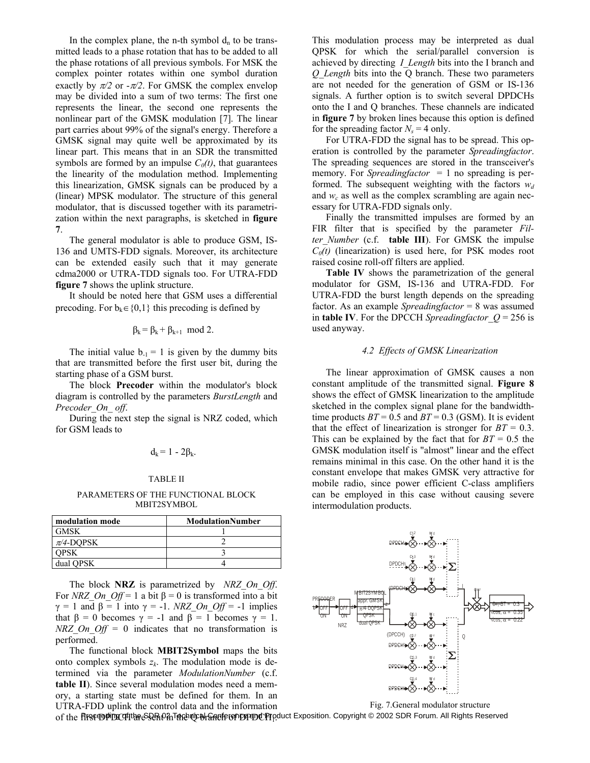In the complex plane, the n-th symbol $d_n$ to be transmitted leads to a phase rotation that has to be added to all the phase rotations of all previous symbols. For MSK the complex pointer rotates within one symbol duration exactly by $\pi/2$ or $-\pi/2$. For GMSK the complex envelop may be divided into a sum of two terms: The first one represents the linear, the second one represents the nonlinear part of the GMSK modulation [7]. The linear part carries about 99% of the signal's energy. Therefore a GMSK signal may quite well be approximated by its linear part. This means that in an SDR the transmitted symbols are formed by an impulse $C_0(t)$, that guarantees the linearity of the modulation method. Implementing this linearization, GMSK signals can be produced by a (linear) MPSK modulator. The structure of this general modulator, that is discussed together with its parametrization within the next paragraphs, is sketched in **figure 7**.

The general modulator is able to produce GSM, IS-136 and UMTS-FDD signals. Moreover, its architecture can be extended easily such that it may generate cdma2000 or UTRA-TDD signals too. For UTRA-FDD **figure 7** shows the uplink structure.

It should be noted here that GSM uses a differential precoding. For $b_k \in \{0,1\}$ this precoding is defined by

$$\beta_k = \beta_k + \beta_{k+1} \mod 2.$$

The initial value $b_{-1} = 1$ is given by the dummy bits that are transmitted before the first user bit, during the starting phase of a GSM burst.

The block **Precoder** within the modulator's block diagram is controlled by the parameters *BurstLength* and *Precoder_On_ off*.

During the next step the signal is NRZ coded, which for GSM leads to

$$d_k = 1 - 2\beta_k.$$

TABLE II

PARAMETERS OF THE FUNCTIONAL BLOCK MBIT2SYMBOL

| modulation mode | ModulationNumber |
|---|---|
| GMSK | 1 |
| $\pi/4$-DQPSK | 2 |
| QPSK | 3 |
| dual QPSK | 4 |

The block **NRZ** is parametrized by *NRZ_On_Off*. For *NRZ_On_Off* = 1 a bit $\beta = 0$ is transformed into a bit $\gamma = 1$ and $\beta = 1$ into $\gamma = -1$. *NRZ_On_Off* = -1 implies that $\beta = 0$ becomes $\gamma = -1$ and $\beta = 1$ becomes $\gamma = 1$. *NRZ_On_Off* = 0 indicates that no transformation is performed.

The functional block **MBIT2Symbol** maps the bits onto complex symbols $z_k$. The modulation mode is determined via the parameter *ModulationNumber* (c.f. **table II**). Since several modulation modes need a memory, a starting state must be defined for them. In an UTRA-FDD uplink the control data and the information of the first DPDCH are sent in the Q branch of DPDCH.

This modulation process may be interpreted as dual QPSK for which the serial/parallel conversion is achieved by directing *I_Length* bits into the I branch and *Q_Length* bits into the Q branch. These two parameters are not needed for the generation of GSM or IS-136 signals. A further option is to switch several DPDCHs onto the I and Q branches. These channels are indicated in **figure 7** by broken lines because this option is defined for the spreading factor $N_s = 4$ only.

For UTRA-FDD the signal has to be spread. This operation is controlled by the parameter *Spreadingfactor*. The spreading sequences are stored in the transceiver's memory. For *Spreadingfactor* = 1 no spreading is performed. The subsequent weighting with the factors $w_d$ and $w_c$ as well as the complex scrambling are again necessary for UTRA-FDD signals only.

Finally the transmitted impulses are formed by an FIR filter that is specified by the parameter *Filter_Number* (c.f. **table III**). For GMSK the impulse $C_0(t)$ (linearization) is used here, for PSK modes root raised cosine roll-off filters are applied.

**Table IV** shows the parametrization of the general modulator for GSM, IS-136 and UTRA-FDD. For UTRA-FDD the burst length depends on the spreading factor. As an example *Spreadingfactor* = 8 was assumed in **table IV**. For the DPCCH *Spreadingfactor_Q* = 256 is used anyway.

### 4.2 Effects of GMSK Linearization

The linear approximation of GMSK causes a non constant amplitude of the transmitted signal. **Figure 8** shows the effect of GMSK linearization to the amplitude sketched in the complex signal plane for the bandwidth-time products $BT = 0.5$ and $BT = 0.3$ (GSM). It is evident that the effect of linearization is stronger for $BT = 0.3$. This can be explained by the fact that for $BT = 0.5$ the GMSK modulation itself is "almost" linear and the effect remains minimal in this case. On the other hand it is the constant envelope that makes GMSK very attractive for mobile radio, since power efficient C-class amplifiers can be employed in this case without causing severe intermodulation products.

Fig. 7.General modulator structure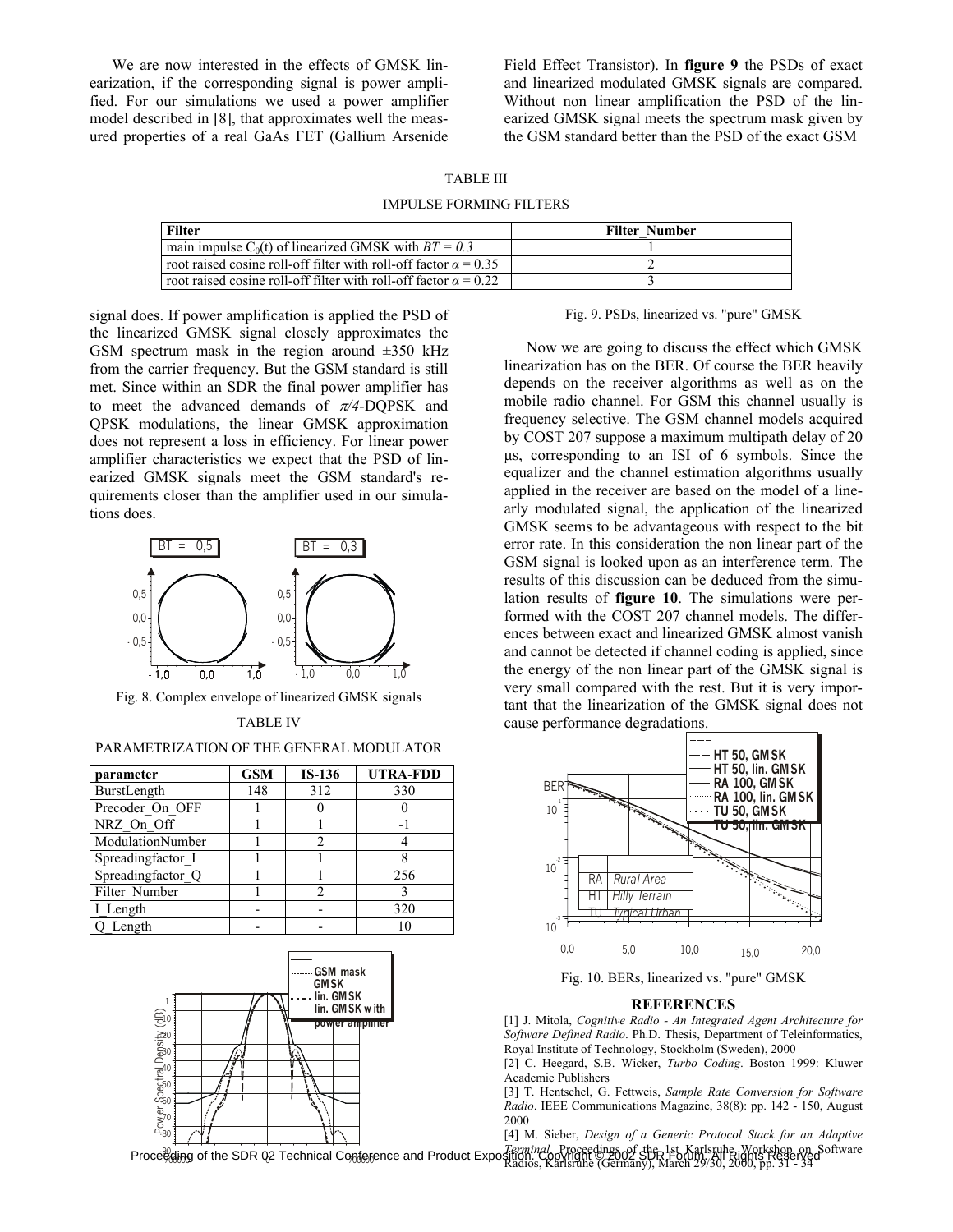We are now interested in the effects of GMSK linearization, if the corresponding signal is power amplified. For our simulations we used a power amplifier model described in [8], that approximates well the measured properties of a real GaAs FET (Gallium Arsenide Field Effect Transistor). In **figure 9** the PSDs of exact and linearized modulated GMSK signals are compared. Without non linear amplification the PSD of the linearized GMSK signal meets the spectrum mask given by the GSM standard better than the PSD of the exact GSM signal does. If power amplification is applied the PSD of the linearized GMSK signal closely approximates the GSM spectrum mask in the region around ±350 kHz from the carrier frequency. But the GSM standard is still met. Since within an SDR the final power amplifier has to meet the advanced demands of $\pi/4$-DQPSK and QPSK modulations, the linear GMSK approximation does not represent a loss in efficiency. For linear power amplifier characteristics we expect that the PSD of linearized GMSK signals meet the GSM standard's requirements closer than the amplifier used in our simulations does.

TABLE III

IMPULSE FORMING FILTERS

| Filter | Filter_Number |
|---|---|
| main impulse $C_0(t)$ of linearized GMSK with $BT = 0.3$ | 1 |
| root raised cosine roll-off filter with roll-off factor $\alpha = 0.35$ | 2 |
| root raised cosine roll-off filter with roll-off factor $\alpha = 0.22$ | 3 |

Fig. 8. Complex envelope of linearized GMSK signals

TABLE IV

PARAMETRIZATION OF THE GENERAL MODULATOR

| parameter | GSM | IS-136 | UTRA-FDD |
|---|---|---|---|
| BurstLength | 148 | 312 | 330 |
| Precoder_On_OFF | 1 | 0 | 0 |
| NRZ_On_Off | 1 | 1 | -1 |
| ModulationNumber | 1 | 2 | 4 |
| Spreadingfactor_I | 1 | 1 | 8 |
| Spreadingfactor_Q | 1 | 1 | 256 |
| Filter_Number | 1 | 2 | 3 |
| I_Length | - | - | 320 |
| Q_Length | - | - | 10 |

Fig. 9. PSDs, linearized vs. "pure" GMSK

Now we are going to discuss the effect which GMSK linearization has on the BER. Of course the BER heavily depends on the receiver algorithms as well as on the mobile radio channel. For GSM this channel usually is frequency selective. The GSM channel models acquired by COST 207 suppose a maximum multipath delay of 20 µs, corresponding to an ISI of 6 symbols. Since the equalizer and the channel estimation algorithms usually applied in the receiver are based on the model of a linearly modulated signal, the application of the linearized GMSK seems to be advantageous with respect to the bit error rate. In this consideration the non linear part of the GSM signal is looked upon as an interference term. The results of this discussion can be deduced from the simulation results of **figure 10**. The simulations were performed with the COST 207 channel models. The differences between exact and linearized GMSK almost vanish and cannot be detected if channel coding is applied, since the energy of the non linear part of the GMSK signal is very small compared with the rest. But it is very important that the linearization of the GMSK signal does not cause performance degradations.

Fig. 10. BERs, linearized vs. "pure" GMSK

## REFERENCES

[1] J. Mitola, *Cognitive Radio - An Integrated Agent Architecture for Software Defined Radio*. Ph.D. Thesis, Department of Teleinformatics, Royal Institute of Technology, Stockholm (Sweden), 2000

[2] C. Heegard, S.B. Wicker, *Turbo Coding*. Boston 1999: Kluwer Academic Publishers

[3] T. Hentschel, G. Fettweis, *Sample Rate Conversion for Software Radio*. IEEE Communications Magazine, 38(8): pp. 142 - 150, August 2000

[4] M. Sieber, *Design of a Generic Protocol Stack for an Adaptive Terminal*. Proceedings of the 1st Karlsruhe Workshop on Software Radios, Karlsruhe (Germany), March 29/30, 2000, pp. 31 - 34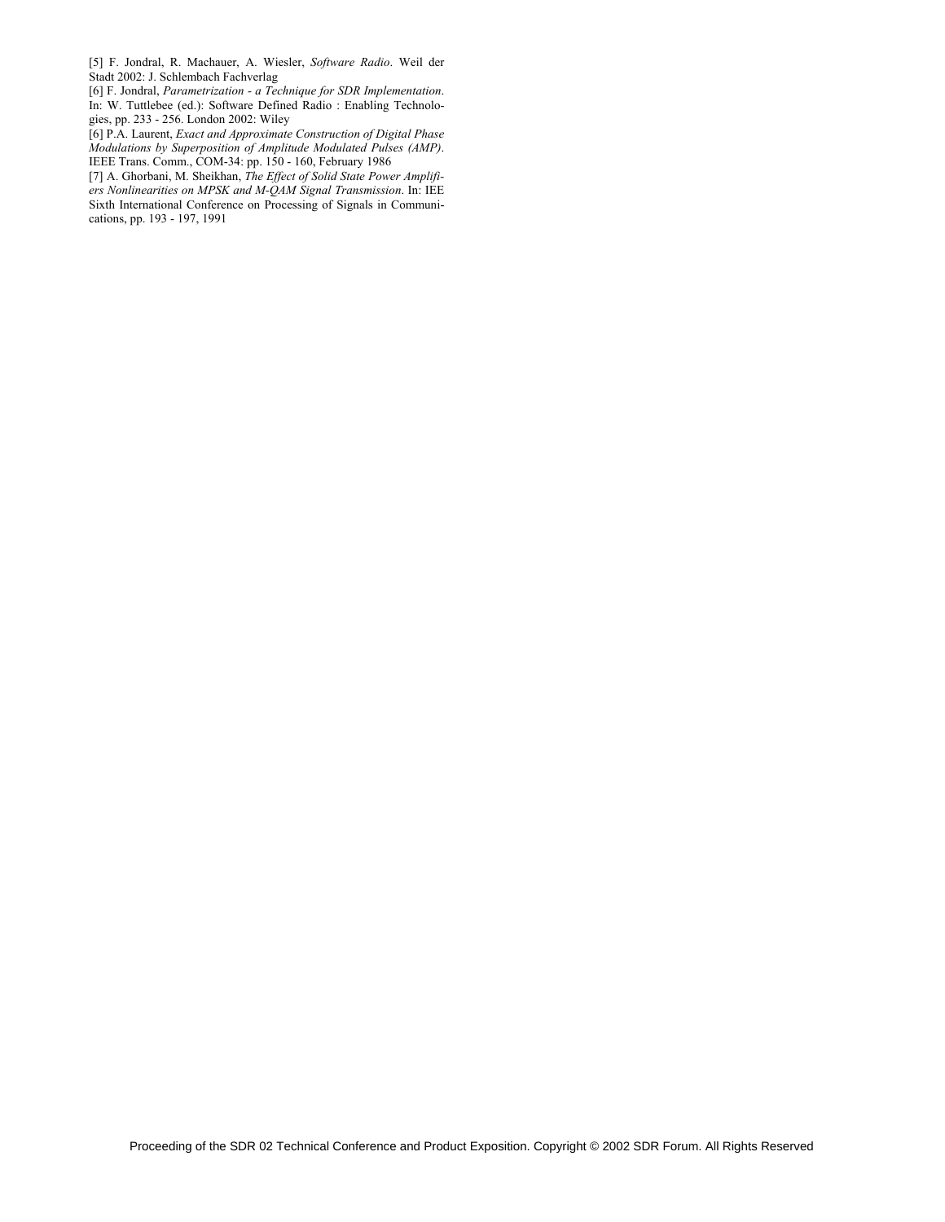[5] F. Jondral, R. Machauer, A. Wiesler, *Software Radio*. Weil der Stadt 2002: J. Schlembach Fachverlag

[6] F. Jondral, *Parametrization - a Technique for SDR Implementation*. In: W. Tuttlebee (ed.): Software Defined Radio : Enabling Technologies, pp. 233 - 256. London 2002: Wiley

[6] P.A. Laurent, *Exact and Approximate Construction of Digital Phase Modulations by Superposition of Amplitude Modulated Pulses (AMP)*. IEEE Trans. Comm., COM-34: pp. 150 - 160, February 1986

[7] A. Ghorbani, M. Sheikhan, *The Effect of Solid State Power Amplifiers Nonlinearities on MPSK and M-QAM Signal Transmission*. In: IEE Sixth International Conference on Processing of Signals in Communications, pp. 193 - 197, 1991